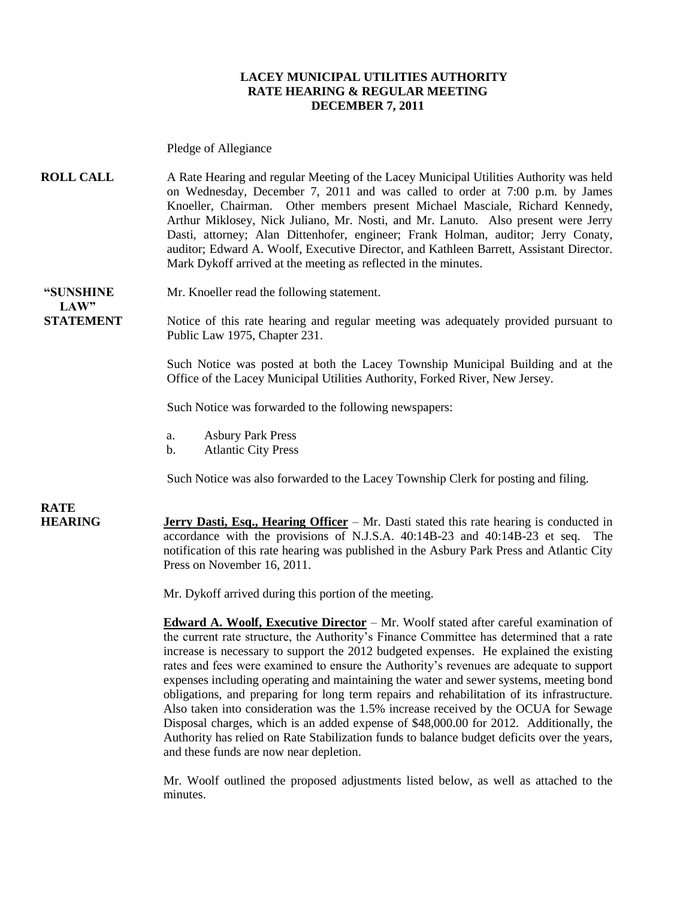**LACEY MUNICIPAL UTILITIES AUTHORITY**
**RATE HEARING & REGULAR MEETING**
**DECEMBER 7, 2011**

Pledge of Allegiance

**ROLL CALL** A Rate Hearing and regular Meeting of the Lacey Municipal Utilities Authority was held on Wednesday, December 7, 2011 and was called to order at 7:00 p.m. by James Knoeller, Chairman. Other members present Michael Masciale, Richard Kennedy, Arthur Miklosey, Nick Juliano, Mr. Nosti, and Mr. Lanuto. Also present were Jerry Dasti, attorney; Alan Dittenhofer, engineer; Frank Holman, auditor; Jerry Conaty, auditor; Edward A. Woolf, Executive Director, and Kathleen Barrett, Assistant Director. Mark Dykoff arrived at the meeting as reflected in the minutes.

**"SUNSHINE LAW" STATEMENT** Mr. Knoeller read the following statement.

Notice of this rate hearing and regular meeting was adequately provided pursuant to Public Law 1975, Chapter 231.

Such Notice was posted at both the Lacey Township Municipal Building and at the Office of the Lacey Municipal Utilities Authority, Forked River, New Jersey.

Such Notice was forwarded to the following newspapers:

a. Asbury Park Press
b. Atlantic City Press

Such Notice was also forwarded to the Lacey Township Clerk for posting and filing.

**RATE HEARING** **Jerry Dasti, Esq., Hearing Officer** – Mr. Dasti stated this rate hearing is conducted in accordance with the provisions of N.J.S.A. 40:14B-23 and 40:14B-23 et seq. The notification of this rate hearing was published in the Asbury Park Press and Atlantic City Press on November 16, 2011.

Mr. Dykoff arrived during this portion of the meeting.

**Edward A. Woolf, Executive Director** – Mr. Woolf stated after careful examination of the current rate structure, the Authority's Finance Committee has determined that a rate increase is necessary to support the 2012 budgeted expenses. He explained the existing rates and fees were examined to ensure the Authority's revenues are adequate to support expenses including operating and maintaining the water and sewer systems, meeting bond obligations, and preparing for long term repairs and rehabilitation of its infrastructure. Also taken into consideration was the 1.5% increase received by the OCUA for Sewage Disposal charges, which is an added expense of $48,000.00 for 2012. Additionally, the Authority has relied on Rate Stabilization funds to balance budget deficits over the years, and these funds are now near depletion.

Mr. Woolf outlined the proposed adjustments listed below, as well as attached to the minutes.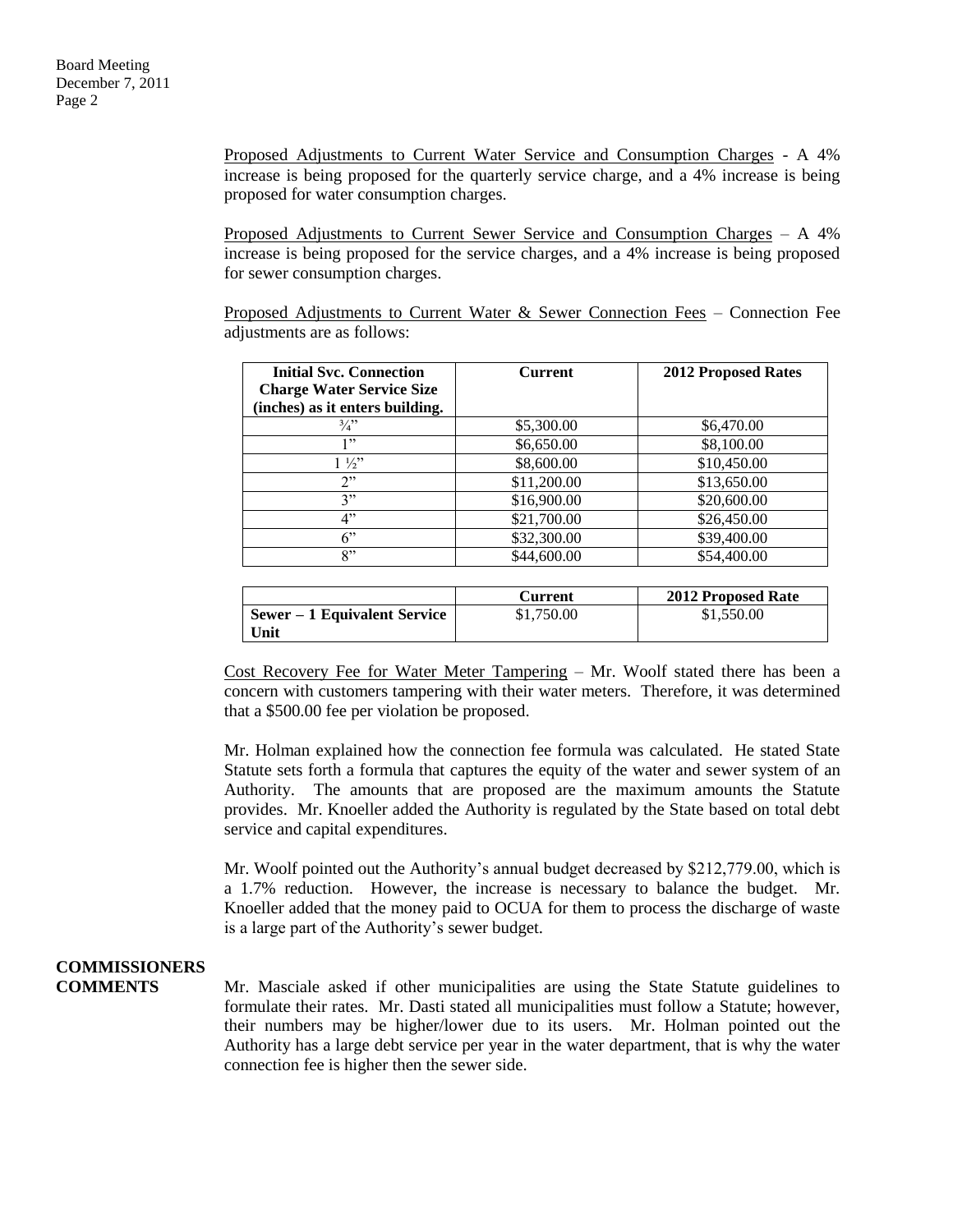Proposed Adjustments to Current Water Service and Consumption Charges - A 4% increase is being proposed for the quarterly service charge, and a 4% increase is being proposed for water consumption charges.

Proposed Adjustments to Current Sewer Service and Consumption Charges – A 4% increase is being proposed for the service charges, and a 4% increase is being proposed for sewer consumption charges.

Proposed Adjustments to Current Water & Sewer Connection Fees – Connection Fee adjustments are as follows:

| **Initial Svc. Connection Charge Water Service Size (inches) as it enters building.** | **Current** | **2012 Proposed Rates** |
|---|---|---|
| ¾" | $5,300.00 | $6,470.00 |
| 1" | $6,650.00 | $8,100.00 |
| 1 ½" | $8,600.00 | $10,450.00 |
| 2" | $11,200.00 | $13,650.00 |
| 3" | $16,900.00 | $20,600.00 |
| 4" | $21,700.00 | $26,450.00 |
| 6" | $32,300.00 | $39,400.00 |
| 8" | $44,600.00 | $54,400.00 |

| | **Current** | **2012 Proposed Rate** |
|---|---|---|
| **Sewer – 1 Equivalent Service Unit** | $1,750.00 | $1,550.00 |

Cost Recovery Fee for Water Meter Tampering – Mr. Woolf stated there has been a concern with customers tampering with their water meters. Therefore, it was determined that a $500.00 fee per violation be proposed.

Mr. Holman explained how the connection fee formula was calculated. He stated State Statute sets forth a formula that captures the equity of the water and sewer system of an Authority. The amounts that are proposed are the maximum amounts the Statute provides. Mr. Knoeller added the Authority is regulated by the State based on total debt service and capital expenditures.

Mr. Woolf pointed out the Authority's annual budget decreased by $212,779.00, which is a 1.7% reduction. However, the increase is necessary to balance the budget. Mr. Knoeller added that the money paid to OCUA for them to process the discharge of waste is a large part of the Authority's sewer budget.

**COMMISSIONERS COMMENTS**

Mr. Masciale asked if other municipalities are using the State Statute guidelines to formulate their rates. Mr. Dasti stated all municipalities must follow a Statute; however, their numbers may be higher/lower due to its users. Mr. Holman pointed out the Authority has a large debt service per year in the water department, that is why the water connection fee is higher then the sewer side.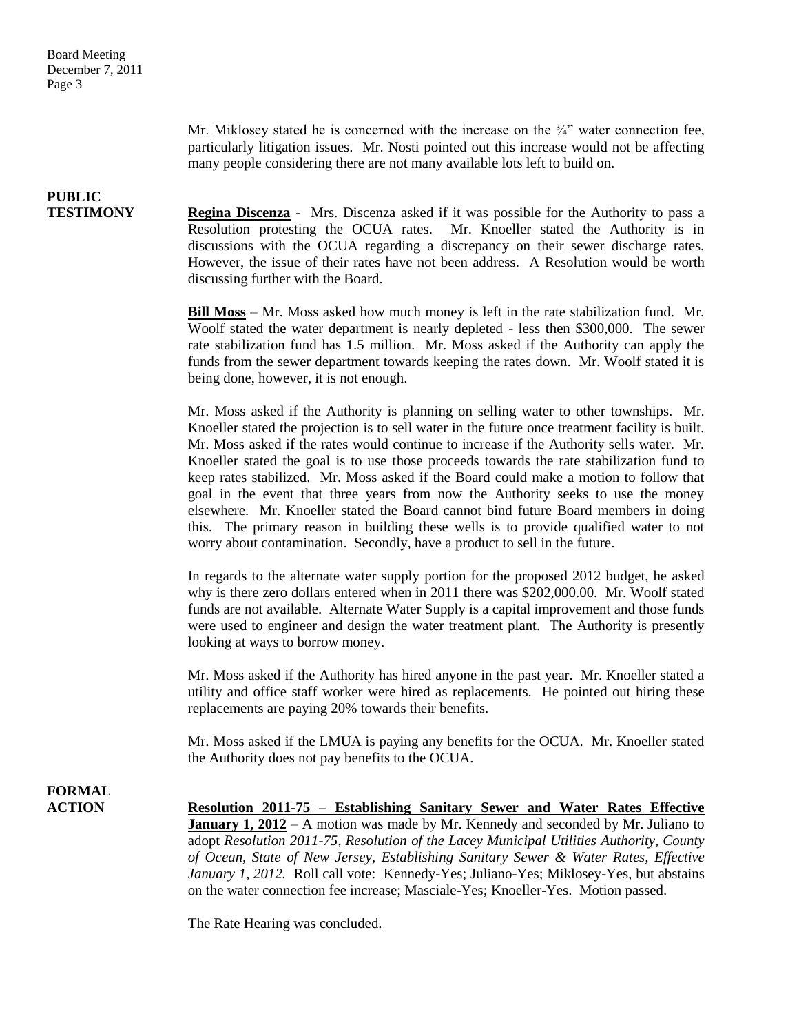Mr. Miklosey stated he is concerned with the increase on the ¾" water connection fee, particularly litigation issues. Mr. Nosti pointed out this increase would not be affecting many people considering there are not many available lots left to build on.

**PUBLIC TESTIMONY**

**Regina Discenza** - Mrs. Discenza asked if it was possible for the Authority to pass a Resolution protesting the OCUA rates. Mr. Knoeller stated the Authority is in discussions with the OCUA regarding a discrepancy on their sewer discharge rates. However, the issue of their rates have not been address. A Resolution would be worth discussing further with the Board.

**Bill Moss** – Mr. Moss asked how much money is left in the rate stabilization fund. Mr. Woolf stated the water department is nearly depleted - less then $300,000. The sewer rate stabilization fund has 1.5 million. Mr. Moss asked if the Authority can apply the funds from the sewer department towards keeping the rates down. Mr. Woolf stated it is being done, however, it is not enough.

Mr. Moss asked if the Authority is planning on selling water to other townships. Mr. Knoeller stated the projection is to sell water in the future once treatment facility is built. Mr. Moss asked if the rates would continue to increase if the Authority sells water. Mr. Knoeller stated the goal is to use those proceeds towards the rate stabilization fund to keep rates stabilized. Mr. Moss asked if the Board could make a motion to follow that goal in the event that three years from now the Authority seeks to use the money elsewhere. Mr. Knoeller stated the Board cannot bind future Board members in doing this. The primary reason in building these wells is to provide qualified water to not worry about contamination. Secondly, have a product to sell in the future.

In regards to the alternate water supply portion for the proposed 2012 budget, he asked why is there zero dollars entered when in 2011 there was $202,000.00. Mr. Woolf stated funds are not available. Alternate Water Supply is a capital improvement and those funds were used to engineer and design the water treatment plant. The Authority is presently looking at ways to borrow money.

Mr. Moss asked if the Authority has hired anyone in the past year. Mr. Knoeller stated a utility and office staff worker were hired as replacements. He pointed out hiring these replacements are paying 20% towards their benefits.

Mr. Moss asked if the LMUA is paying any benefits for the OCUA. Mr. Knoeller stated the Authority does not pay benefits to the OCUA.

**FORMAL ACTION**

**Resolution 2011-75 – Establishing Sanitary Sewer and Water Rates Effective January 1, 2012** – A motion was made by Mr. Kennedy and seconded by Mr. Juliano to adopt *Resolution 2011-75, Resolution of the Lacey Municipal Utilities Authority, County of Ocean, State of New Jersey, Establishing Sanitary Sewer & Water Rates, Effective January 1, 2012.* Roll call vote: Kennedy-Yes; Juliano-Yes; Miklosey-Yes, but abstains on the water connection fee increase; Masciale-Yes; Knoeller-Yes. Motion passed.

The Rate Hearing was concluded.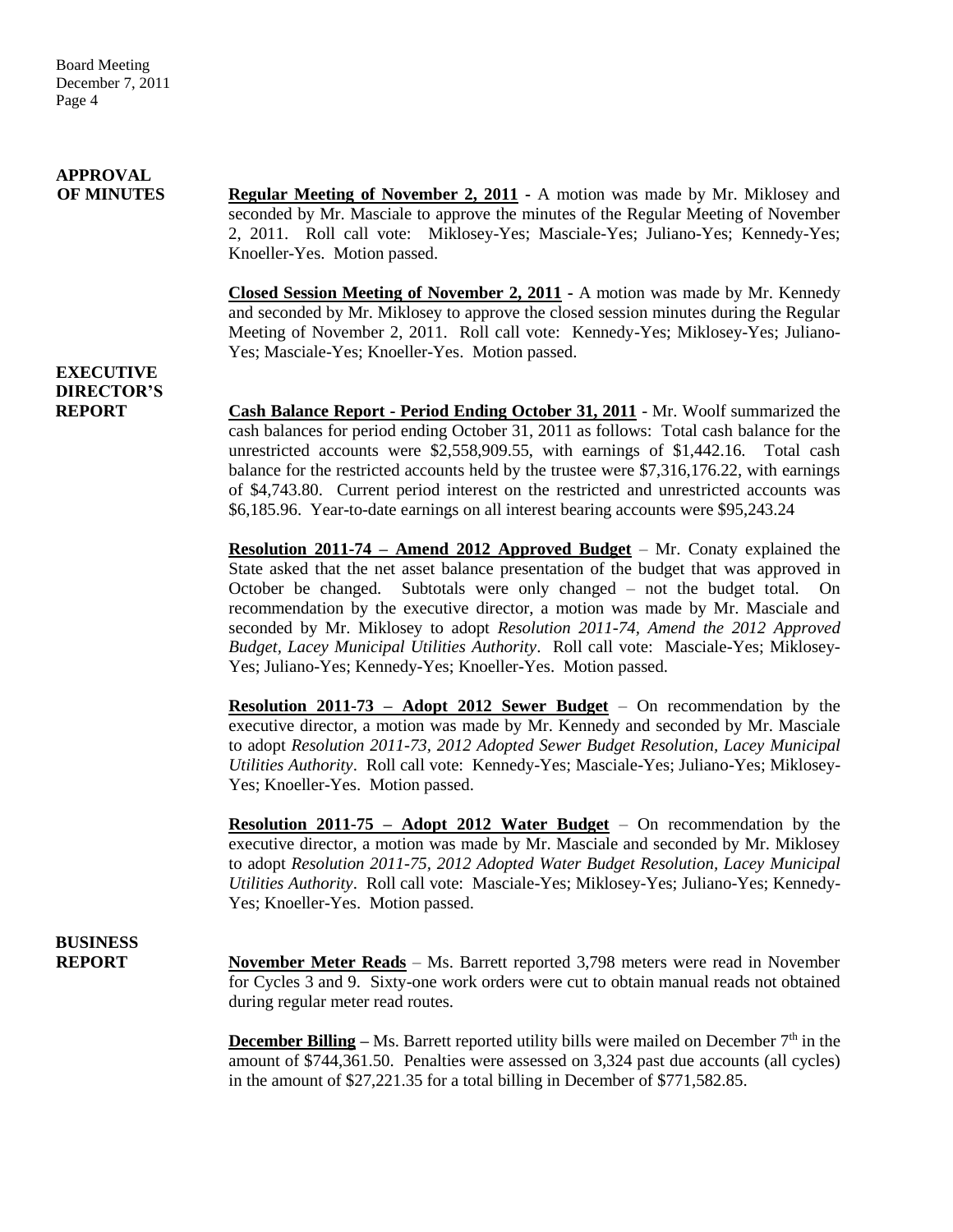## APPROVAL OF MINUTES

**Regular Meeting of November 2, 2011** - A motion was made by Mr. Miklosey and seconded by Mr. Masciale to approve the minutes of the Regular Meeting of November 2, 2011. Roll call vote: Miklosey-Yes; Masciale-Yes; Juliano-Yes; Kennedy-Yes; Knoeller-Yes. Motion passed.

**Closed Session Meeting of November 2, 2011** - A motion was made by Mr. Kennedy and seconded by Mr. Miklosey to approve the closed session minutes during the Regular Meeting of November 2, 2011. Roll call vote: Kennedy-Yes; Miklosey-Yes; Juliano-Yes; Masciale-Yes; Knoeller-Yes. Motion passed.

## EXECUTIVE DIRECTOR'S REPORT

**Cash Balance Report - Period Ending October 31, 2011** - Mr. Woolf summarized the cash balances for period ending October 31, 2011 as follows: Total cash balance for the unrestricted accounts were $2,558,909.55, with earnings of $1,442.16. Total cash balance for the restricted accounts held by the trustee were $7,316,176.22, with earnings of $4,743.80. Current period interest on the restricted and unrestricted accounts was $6,185.96. Year-to-date earnings on all interest bearing accounts were $95,243.24

**Resolution 2011-74 – Amend 2012 Approved Budget** – Mr. Conaty explained the State asked that the net asset balance presentation of the budget that was approved in October be changed. Subtotals were only changed – not the budget total. On recommendation by the executive director, a motion was made by Mr. Masciale and seconded by Mr. Miklosey to adopt *Resolution 2011-74, Amend the 2012 Approved Budget, Lacey Municipal Utilities Authority*. Roll call vote: Masciale-Yes; Miklosey-Yes; Juliano-Yes; Kennedy-Yes; Knoeller-Yes. Motion passed.

**Resolution 2011-73 – Adopt 2012 Sewer Budget** – On recommendation by the executive director, a motion was made by Mr. Kennedy and seconded by Mr. Masciale to adopt *Resolution 2011-73, 2012 Adopted Sewer Budget Resolution, Lacey Municipal Utilities Authority*. Roll call vote: Kennedy-Yes; Masciale-Yes; Juliano-Yes; Miklosey-Yes; Knoeller-Yes. Motion passed.

**Resolution 2011-75 – Adopt 2012 Water Budget** – On recommendation by the executive director, a motion was made by Mr. Masciale and seconded by Mr. Miklosey to adopt *Resolution 2011-75, 2012 Adopted Water Budget Resolution, Lacey Municipal Utilities Authority*. Roll call vote: Masciale-Yes; Miklosey-Yes; Juliano-Yes; Kennedy-Yes; Knoeller-Yes. Motion passed.

## BUSINESS REPORT

**November Meter Reads** – Ms. Barrett reported 3,798 meters were read in November for Cycles 3 and 9. Sixty-one work orders were cut to obtain manual reads not obtained during regular meter read routes.

**December Billing** – Ms. Barrett reported utility bills were mailed on December 7th in the amount of $744,361.50. Penalties were assessed on 3,324 past due accounts (all cycles) in the amount of $27,221.35 for a total billing in December of $771,582.85.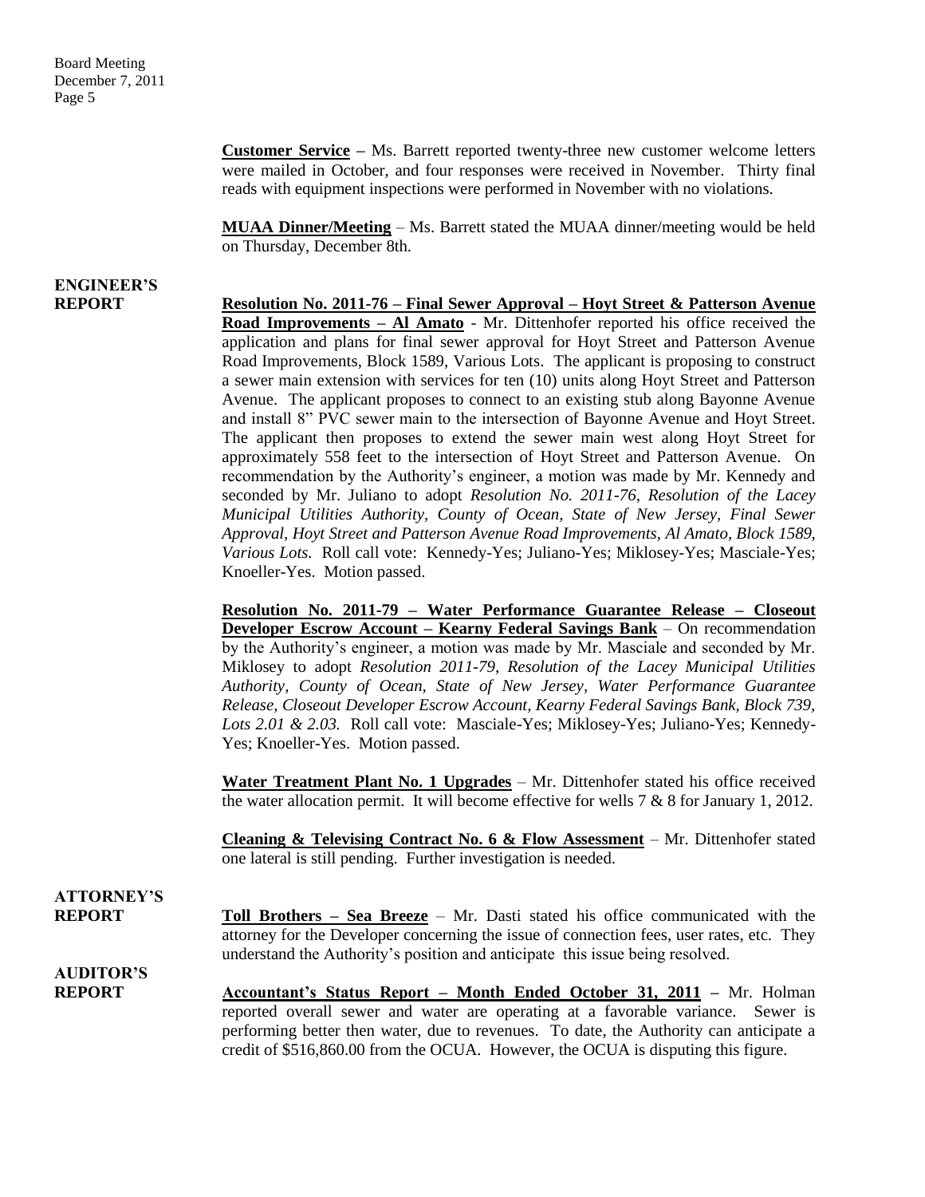**Customer Service –** Ms. Barrett reported twenty-three new customer welcome letters were mailed in October, and four responses were received in November. Thirty final reads with equipment inspections were performed in November with no violations.

**MUAA Dinner/Meeting** – Ms. Barrett stated the MUAA dinner/meeting would be held on Thursday, December 8th.

## ENGINEER'S REPORT

**Resolution No. 2011-76 – Final Sewer Approval – Hoyt Street & Patterson Avenue Road Improvements – Al Amato** - Mr. Dittenhofer reported his office received the application and plans for final sewer approval for Hoyt Street and Patterson Avenue Road Improvements, Block 1589, Various Lots. The applicant is proposing to construct a sewer main extension with services for ten (10) units along Hoyt Street and Patterson Avenue. The applicant proposes to connect to an existing stub along Bayonne Avenue and install 8" PVC sewer main to the intersection of Bayonne Avenue and Hoyt Street. The applicant then proposes to extend the sewer main west along Hoyt Street for approximately 558 feet to the intersection of Hoyt Street and Patterson Avenue. On recommendation by the Authority's engineer, a motion was made by Mr. Kennedy and seconded by Mr. Juliano to adopt *Resolution No. 2011-76, Resolution of the Lacey Municipal Utilities Authority, County of Ocean, State of New Jersey, Final Sewer Approval, Hoyt Street and Patterson Avenue Road Improvements, Al Amato, Block 1589, Various Lots.* Roll call vote: Kennedy-Yes; Juliano-Yes; Miklosey-Yes; Masciale-Yes; Knoeller-Yes. Motion passed.

**Resolution No. 2011-79 – Water Performance Guarantee Release – Closeout Developer Escrow Account – Kearny Federal Savings Bank** – On recommendation by the Authority's engineer, a motion was made by Mr. Masciale and seconded by Mr. Miklosey to adopt *Resolution 2011-79, Resolution of the Lacey Municipal Utilities Authority, County of Ocean, State of New Jersey, Water Performance Guarantee Release, Closeout Developer Escrow Account, Kearny Federal Savings Bank, Block 739, Lots 2.01 & 2.03.* Roll call vote: Masciale-Yes; Miklosey-Yes; Juliano-Yes; Kennedy-Yes; Knoeller-Yes. Motion passed.

**Water Treatment Plant No. 1 Upgrades** – Mr. Dittenhofer stated his office received the water allocation permit. It will become effective for wells 7 & 8 for January 1, 2012.

**Cleaning & Televising Contract No. 6 & Flow Assessment** – Mr. Dittenhofer stated one lateral is still pending. Further investigation is needed.

## ATTORNEY'S REPORT

**Toll Brothers – Sea Breeze** – Mr. Dasti stated his office communicated with the attorney for the Developer concerning the issue of connection fees, user rates, etc. They understand the Authority's position and anticipate this issue being resolved.

## AUDITOR'S REPORT

**Accountant's Status Report – Month Ended October 31, 2011 –** Mr. Holman reported overall sewer and water are operating at a favorable variance. Sewer is performing better then water, due to revenues. To date, the Authority can anticipate a credit of $516,860.00 from the OCUA. However, the OCUA is disputing this figure.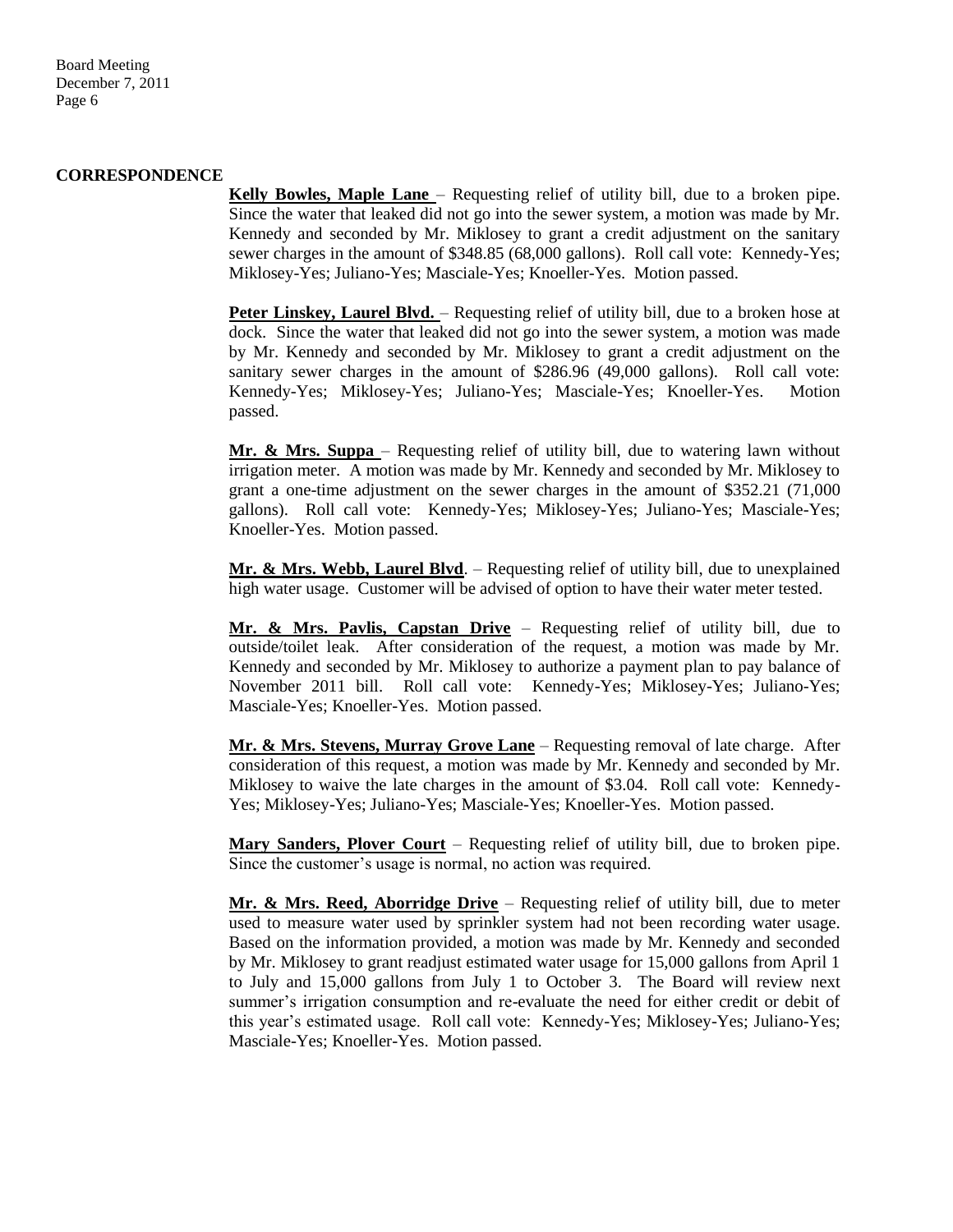## CORRESPONDENCE

**Kelly Bowles, Maple Lane** – Requesting relief of utility bill, due to a broken pipe. Since the water that leaked did not go into the sewer system, a motion was made by Mr. Kennedy and seconded by Mr. Miklosey to grant a credit adjustment on the sanitary sewer charges in the amount of $348.85 (68,000 gallons). Roll call vote: Kennedy-Yes; Miklosey-Yes; Juliano-Yes; Masciale-Yes; Knoeller-Yes. Motion passed.

**Peter Linskey, Laurel Blvd.** – Requesting relief of utility bill, due to a broken hose at dock. Since the water that leaked did not go into the sewer system, a motion was made by Mr. Kennedy and seconded by Mr. Miklosey to grant a credit adjustment on the sanitary sewer charges in the amount of $286.96 (49,000 gallons). Roll call vote: Kennedy-Yes; Miklosey-Yes; Juliano-Yes; Masciale-Yes; Knoeller-Yes. Motion passed.

**Mr. & Mrs. Suppa** – Requesting relief of utility bill, due to watering lawn without irrigation meter. A motion was made by Mr. Kennedy and seconded by Mr. Miklosey to grant a one-time adjustment on the sewer charges in the amount of $352.21 (71,000 gallons). Roll call vote: Kennedy-Yes; Miklosey-Yes; Juliano-Yes; Masciale-Yes; Knoeller-Yes. Motion passed.

**Mr. & Mrs. Webb, Laurel Blvd**. – Requesting relief of utility bill, due to unexplained high water usage. Customer will be advised of option to have their water meter tested.

**Mr. & Mrs. Pavlis, Capstan Drive** – Requesting relief of utility bill, due to outside/toilet leak. After consideration of the request, a motion was made by Mr. Kennedy and seconded by Mr. Miklosey to authorize a payment plan to pay balance of November 2011 bill. Roll call vote: Kennedy-Yes; Miklosey-Yes; Juliano-Yes; Masciale-Yes; Knoeller-Yes. Motion passed.

**Mr. & Mrs. Stevens, Murray Grove Lane** – Requesting removal of late charge. After consideration of this request, a motion was made by Mr. Kennedy and seconded by Mr. Miklosey to waive the late charges in the amount of $3.04. Roll call vote: Kennedy-Yes; Miklosey-Yes; Juliano-Yes; Masciale-Yes; Knoeller-Yes. Motion passed.

**Mary Sanders, Plover Court** – Requesting relief of utility bill, due to broken pipe. Since the customer's usage is normal, no action was required.

**Mr. & Mrs. Reed, Aborridge Drive** – Requesting relief of utility bill, due to meter used to measure water used by sprinkler system had not been recording water usage. Based on the information provided, a motion was made by Mr. Kennedy and seconded by Mr. Miklosey to grant readjust estimated water usage for 15,000 gallons from April 1 to July and 15,000 gallons from July 1 to October 3. The Board will review next summer's irrigation consumption and re-evaluate the need for either credit or debit of this year's estimated usage. Roll call vote: Kennedy-Yes; Miklosey-Yes; Juliano-Yes; Masciale-Yes; Knoeller-Yes. Motion passed.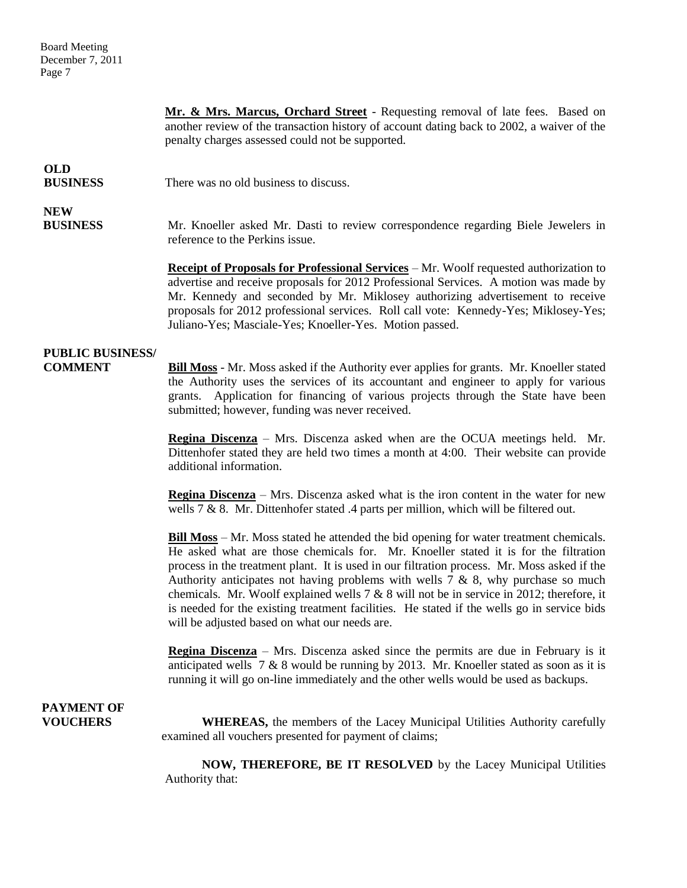**Mr. & Mrs. Marcus, Orchard Street** - Requesting removal of late fees. Based on another review of the transaction history of account dating back to 2002, a waiver of the penalty charges assessed could not be supported.

**OLD BUSINESS**

There was no old business to discuss.

**NEW BUSINESS**

Mr. Knoeller asked Mr. Dasti to review correspondence regarding Biele Jewelers in reference to the Perkins issue.

**Receipt of Proposals for Professional Services** – Mr. Woolf requested authorization to advertise and receive proposals for 2012 Professional Services. A motion was made by Mr. Kennedy and seconded by Mr. Miklosey authorizing advertisement to receive proposals for 2012 professional services. Roll call vote: Kennedy-Yes; Miklosey-Yes; Juliano-Yes; Masciale-Yes; Knoeller-Yes. Motion passed.

**PUBLIC BUSINESS/ COMMENT**

**Bill Moss** - Mr. Moss asked if the Authority ever applies for grants. Mr. Knoeller stated the Authority uses the services of its accountant and engineer to apply for various grants. Application for financing of various projects through the State have been submitted; however, funding was never received.

**Regina Discenza** – Mrs. Discenza asked when are the OCUA meetings held. Mr. Dittenhofer stated they are held two times a month at 4:00. Their website can provide additional information.

**Regina Discenza** – Mrs. Discenza asked what is the iron content in the water for new wells 7 & 8. Mr. Dittenhofer stated .4 parts per million, which will be filtered out.

**Bill Moss** – Mr. Moss stated he attended the bid opening for water treatment chemicals. He asked what are those chemicals for. Mr. Knoeller stated it is for the filtration process in the treatment plant. It is used in our filtration process. Mr. Moss asked if the Authority anticipates not having problems with wells 7 & 8, why purchase so much chemicals. Mr. Woolf explained wells 7 & 8 will not be in service in 2012; therefore, it is needed for the existing treatment facilities. He stated if the wells go in service bids will be adjusted based on what our needs are.

**Regina Discenza** – Mrs. Discenza asked since the permits are due in February is it anticipated wells 7 & 8 would be running by 2013. Mr. Knoeller stated as soon as it is running it will go on-line immediately and the other wells would be used as backups.

**PAYMENT OF VOUCHERS**

**WHEREAS,** the members of the Lacey Municipal Utilities Authority carefully examined all vouchers presented for payment of claims;

**NOW, THEREFORE, BE IT RESOLVED** by the Lacey Municipal Utilities Authority that: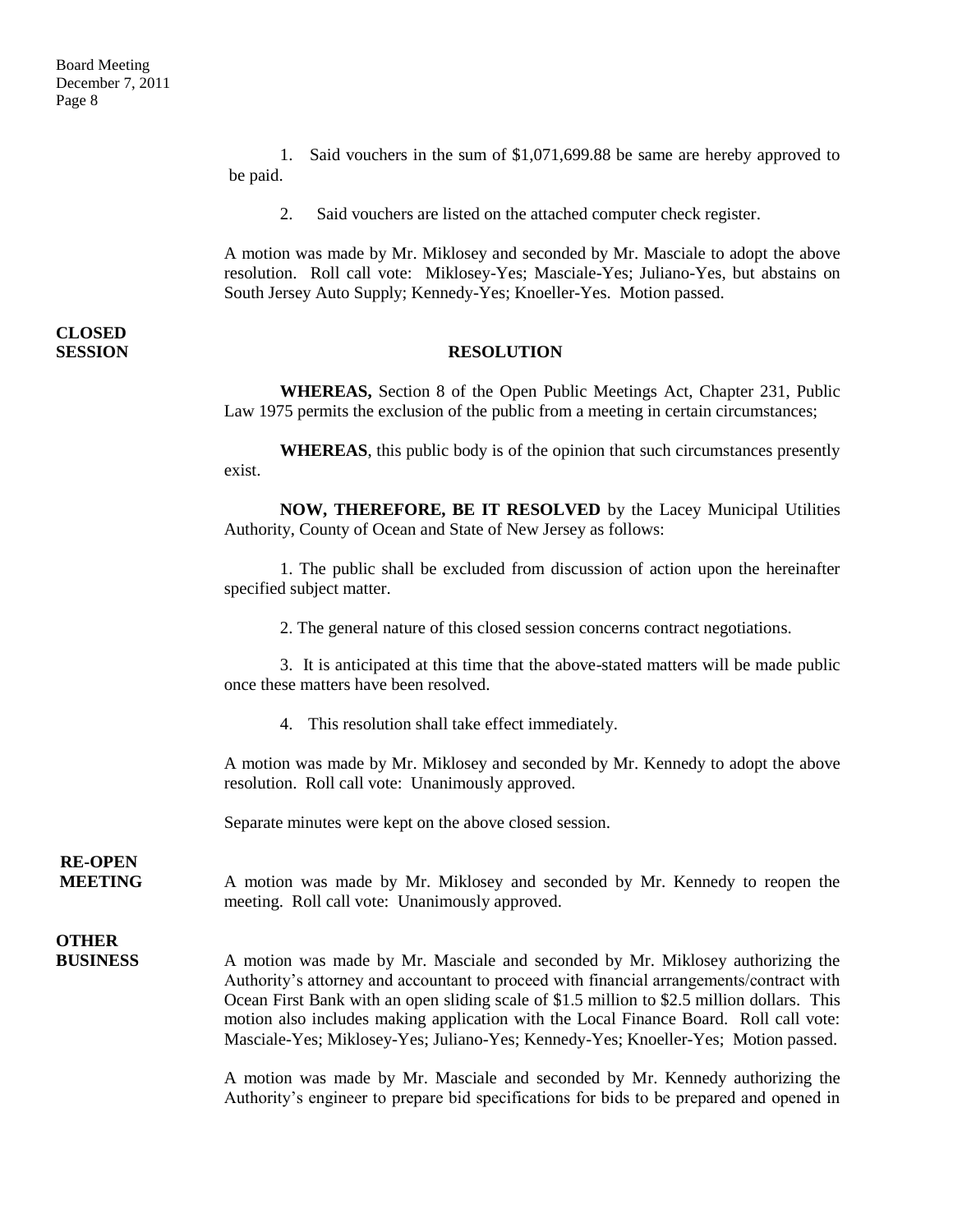1. Said vouchers in the sum of $1,071,699.88 be same are hereby approved to be paid.

2. Said vouchers are listed on the attached computer check register.

A motion was made by Mr. Miklosey and seconded by Mr. Masciale to adopt the above resolution. Roll call vote: Miklosey-Yes; Masciale-Yes; Juliano-Yes, but abstains on South Jersey Auto Supply; Kennedy-Yes; Knoeller-Yes. Motion passed.

**CLOSED SESSION**

**RESOLUTION**

**WHEREAS,** Section 8 of the Open Public Meetings Act, Chapter 231, Public Law 1975 permits the exclusion of the public from a meeting in certain circumstances;

**WHEREAS**, this public body is of the opinion that such circumstances presently exist.

**NOW, THEREFORE, BE IT RESOLVED** by the Lacey Municipal Utilities Authority, County of Ocean and State of New Jersey as follows:

1. The public shall be excluded from discussion of action upon the hereinafter specified subject matter.

2. The general nature of this closed session concerns contract negotiations.

3. It is anticipated at this time that the above-stated matters will be made public once these matters have been resolved.

4. This resolution shall take effect immediately.

A motion was made by Mr. Miklosey and seconded by Mr. Kennedy to adopt the above resolution. Roll call vote: Unanimously approved.

Separate minutes were kept on the above closed session.

**RE-OPEN MEETING**

A motion was made by Mr. Miklosey and seconded by Mr. Kennedy to reopen the meeting. Roll call vote: Unanimously approved.

**OTHER BUSINESS**

A motion was made by Mr. Masciale and seconded by Mr. Miklosey authorizing the Authority's attorney and accountant to proceed with financial arrangements/contract with Ocean First Bank with an open sliding scale of $1.5 million to $2.5 million dollars. This motion also includes making application with the Local Finance Board. Roll call vote: Masciale-Yes; Miklosey-Yes; Juliano-Yes; Kennedy-Yes; Knoeller-Yes; Motion passed.

A motion was made by Mr. Masciale and seconded by Mr. Kennedy authorizing the Authority's engineer to prepare bid specifications for bids to be prepared and opened in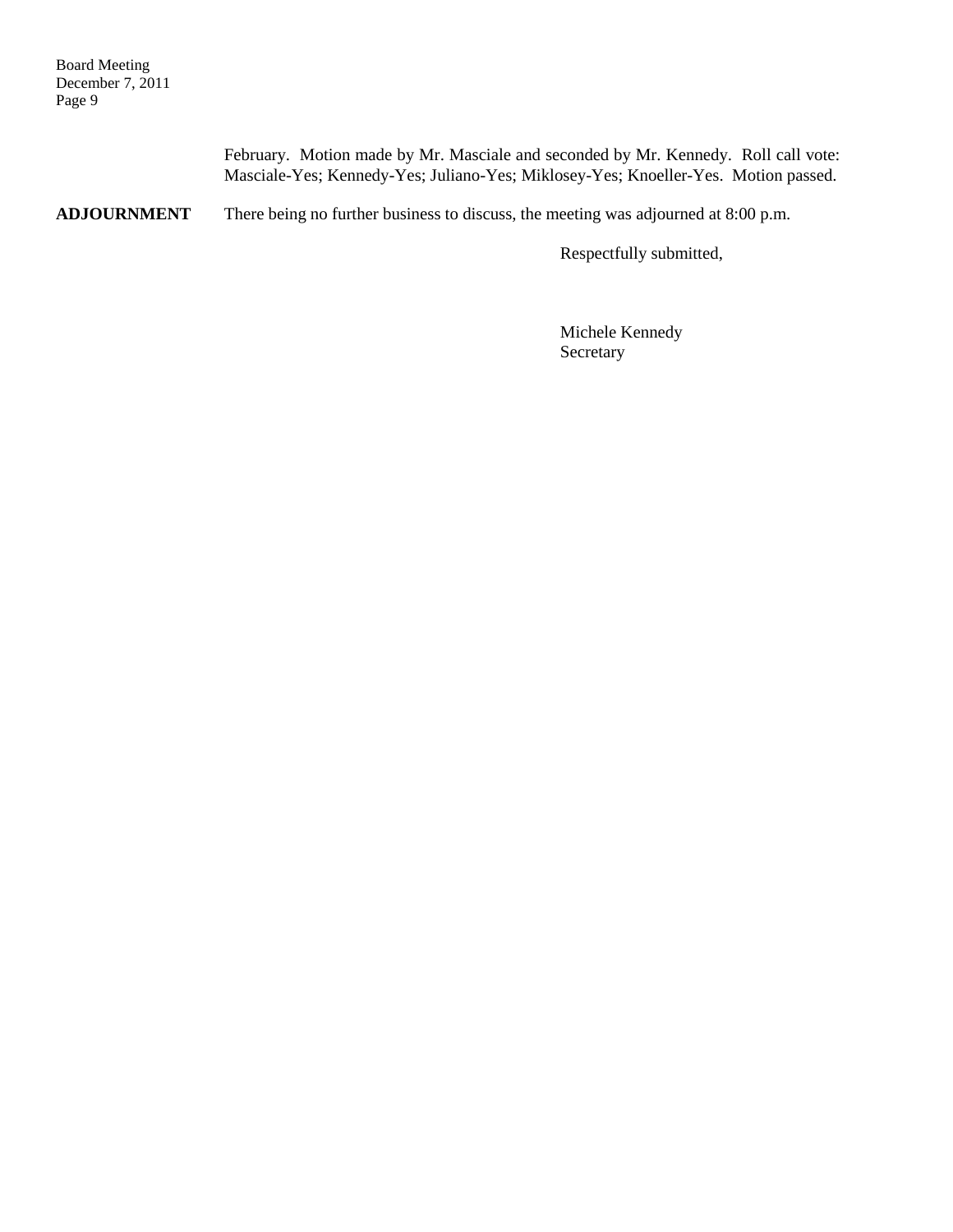February. Motion made by Mr. Masciale and seconded by Mr. Kennedy. Roll call vote: Masciale-Yes; Kennedy-Yes; Juliano-Yes; Miklosey-Yes; Knoeller-Yes. Motion passed.

**ADJOURNMENT** There being no further business to discuss, the meeting was adjourned at 8:00 p.m.

Respectfully submitted,

Michele Kennedy
Secretary